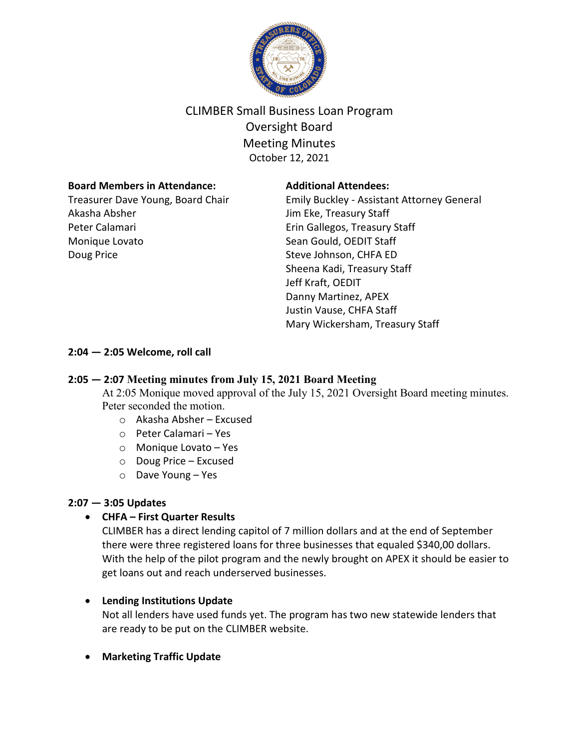# CLIMBER Small Business Loan Program
## Oversight Board
## Meeting Minutes
October 12, 2021

**Board Members in Attendance:**
Treasurer Dave Young, Board Chair
Akasha Absher
Peter Calamari
Monique Lovato
Doug Price

**Additional Attendees:**
Emily Buckley - Assistant Attorney General
Jim Eke, Treasury Staff
Erin Gallegos, Treasury Staff
Sean Gould, OEDIT Staff
Steve Johnson, CHFA ED
Sheena Kadi, Treasury Staff
Jeff Kraft, OEDIT
Danny Martinez, APEX
Justin Vause, CHFA Staff
Mary Wickersham, Treasury Staff

**2:04 — 2:05 Welcome, roll call**

**2:05 — 2:07 Meeting minutes from July 15, 2021 Board Meeting**

At 2:05 Monique moved approval of the July 15, 2021 Oversight Board meeting minutes. Peter seconded the motion.

- Akasha Absher – Excused
- Peter Calamari – Yes
- Monique Lovato – Yes
- Doug Price – Excused
- Dave Young – Yes

**2:07 — 3:05 Updates**

- **CHFA – First Quarter Results**
  CLIMBER has a direct lending capitol of 7 million dollars and at the end of September there were three registered loans for three businesses that equaled $340,00 dollars. With the help of the pilot program and the newly brought on APEX it should be easier to get loans out and reach underserved businesses.

- **Lending Institutions Update**
  Not all lenders have used funds yet. The program has two new statewide lenders that are ready to be put on the CLIMBER website.

- **Marketing Traffic Update**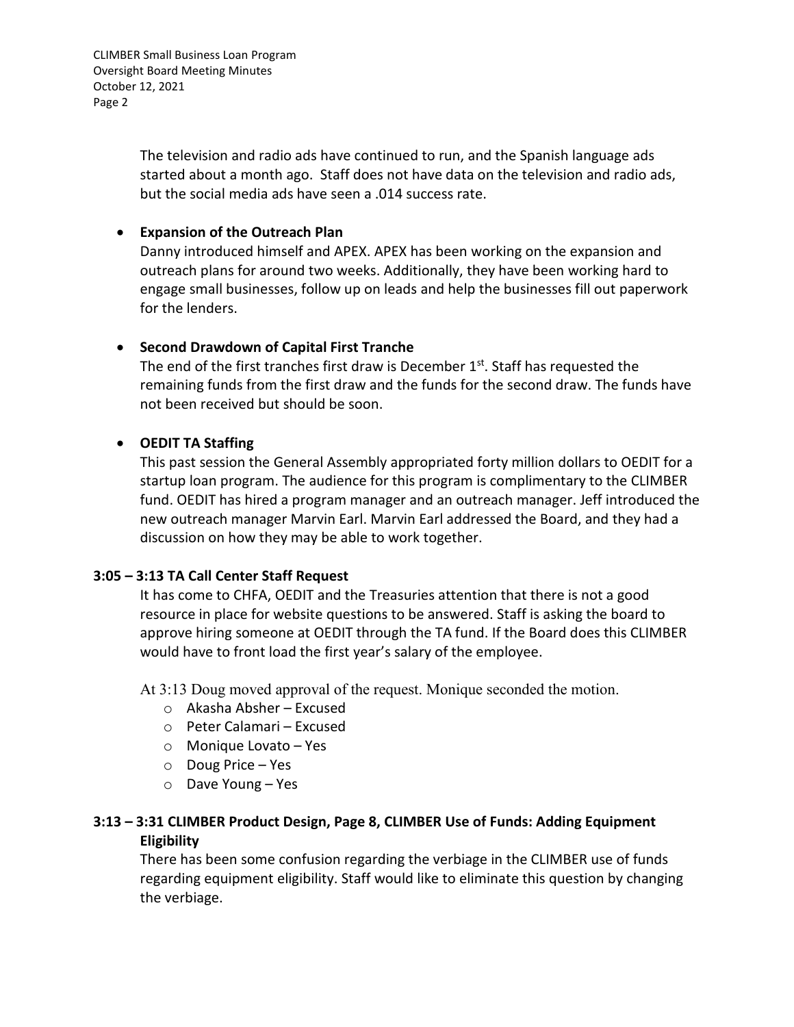The television and radio ads have continued to run, and the Spanish language ads started about a month ago. Staff does not have data on the television and radio ads, but the social media ads have seen a .014 success rate.

- **Expansion of the Outreach Plan**
  Danny introduced himself and APEX. APEX has been working on the expansion and outreach plans for around two weeks. Additionally, they have been working hard to engage small businesses, follow up on leads and help the businesses fill out paperwork for the lenders.

- **Second Drawdown of Capital First Tranche**
  The end of the first tranches first draw is December 1st. Staff has requested the remaining funds from the first draw and the funds for the second draw. The funds have not been received but should be soon.

- **OEDIT TA Staffing**
  This past session the General Assembly appropriated forty million dollars to OEDIT for a startup loan program. The audience for this program is complimentary to the CLIMBER fund. OEDIT has hired a program manager and an outreach manager. Jeff introduced the new outreach manager Marvin Earl. Marvin Earl addressed the Board, and they had a discussion on how they may be able to work together.

**3:05 – 3:13 TA Call Center Staff Request**

It has come to CHFA, OEDIT and the Treasuries attention that there is not a good resource in place for website questions to be answered. Staff is asking the board to approve hiring someone at OEDIT through the TA fund. If the Board does this CLIMBER would have to front load the first year's salary of the employee.

At 3:13 Doug moved approval of the request. Monique seconded the motion.

- Akasha Absher – Excused
- Peter Calamari – Excused
- Monique Lovato – Yes
- Doug Price – Yes
- Dave Young – Yes

**3:13 – 3:31 CLIMBER Product Design, Page 8, CLIMBER Use of Funds: Adding Equipment Eligibility**

There has been some confusion regarding the verbiage in the CLIMBER use of funds regarding equipment eligibility. Staff would like to eliminate this question by changing the verbiage.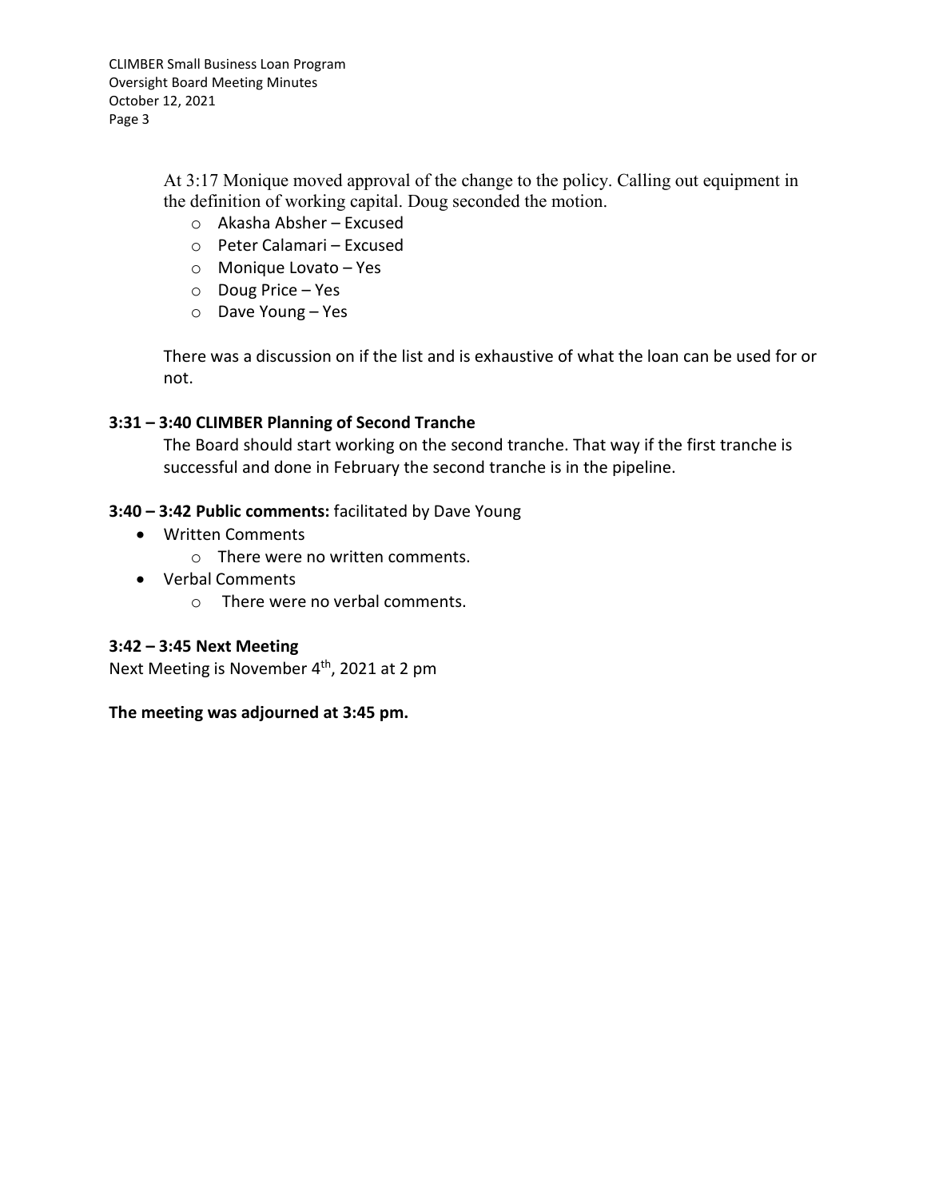At 3:17 Monique moved approval of the change to the policy. Calling out equipment in the definition of working capital. Doug seconded the motion.

- Akasha Absher – Excused
- Peter Calamari – Excused
- Monique Lovato – Yes
- Doug Price – Yes
- Dave Young – Yes

There was a discussion on if the list and is exhaustive of what the loan can be used for or not.

**3:31 – 3:40 CLIMBER Planning of Second Tranche**

The Board should start working on the second tranche. That way if the first tranche is successful and done in February the second tranche is in the pipeline.

**3:40 – 3:42 Public comments:** facilitated by Dave Young

- Written Comments
  - There were no written comments.
- Verbal Comments
  - There were no verbal comments.

**3:42 – 3:45 Next Meeting**

Next Meeting is November 4th, 2021 at 2 pm

**The meeting was adjourned at 3:45 pm.**